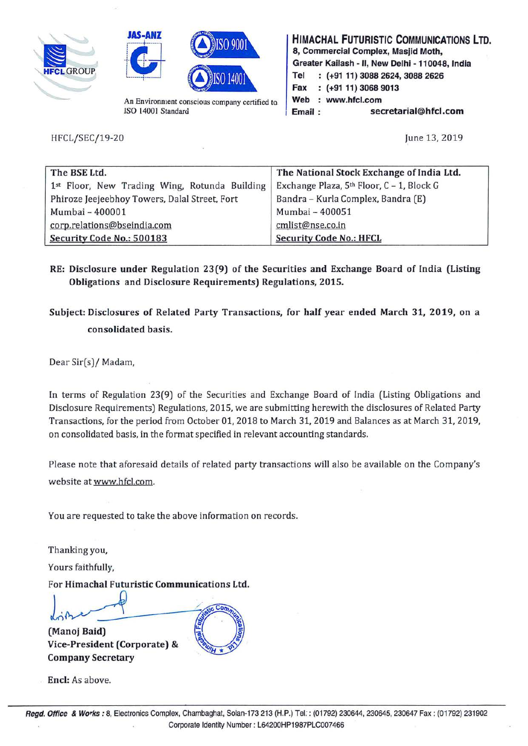**HIMACHAL FUTURISTIC COMMUNICATIONS LTD.**
8, Commercial Complex, Masjid Moth,
Greater Kailash - II, New Delhi - 110048, India
Tel : (+91 11) 3088 2624, 3088 2626
Fax : (+91 11) 3068 9013
Web : www.hfcl.com
Email : secretarial@hfcl.com

An Environment conscious company certified to ISO 14001 Standard

HFCL/SEC/19-20

June 13, 2019

| The BSE Ltd. | The National Stock Exchange of India Ltd. |
|---|---|
| 1st Floor, New Trading Wing, Rotunda Building | Exchange Plaza, 5th Floor, C – 1, Block G |
| Phiroze Jeejeebhoy Towers, Dalal Street, Fort | Bandra – Kurla Complex, Bandra (E) |
| Mumbai – 400001 | Mumbai – 400051 |
| corp.relations@bseindia.com | cmlist@nse.co.in |
| Security Code No.: 500183 | Security Code No.: HFCL |

**RE: Disclosure under Regulation 23(9) of the Securities and Exchange Board of India (Listing Obligations and Disclosure Requirements) Regulations, 2015.**

**Subject: Disclosures of Related Party Transactions, for half year ended March 31, 2019, on a consolidated basis.**

Dear Sir(s)/ Madam,

In terms of Regulation 23(9) of the Securities and Exchange Board of India (Listing Obligations and Disclosure Requirements) Regulations, 2015, we are submitting herewith the disclosures of Related Party Transactions, for the period from October 01, 2018 to March 31, 2019 and Balances as at March 31, 2019, on consolidated basis, in the format specified in relevant accounting standards.

Please note that aforesaid details of related party transactions will also be available on the Company's website at www.hfcl.com.

You are requested to take the above information on records.

Thanking you,

Yours faithfully,

For **Himachal Futuristic Communications Ltd.**

**(Manoj Baid)**
**Vice-President (Corporate) & Company Secretary**

**Encl:** As above.

**Regd. Office & Works :** 8, Electronics Complex, Chambaghat, Solan-173 213 (H.P.) Tel. : (01792) 230644, 230645, 230647 Fax : (01792) 231902
Corporate Identity Number : L64200HP1987PLC007466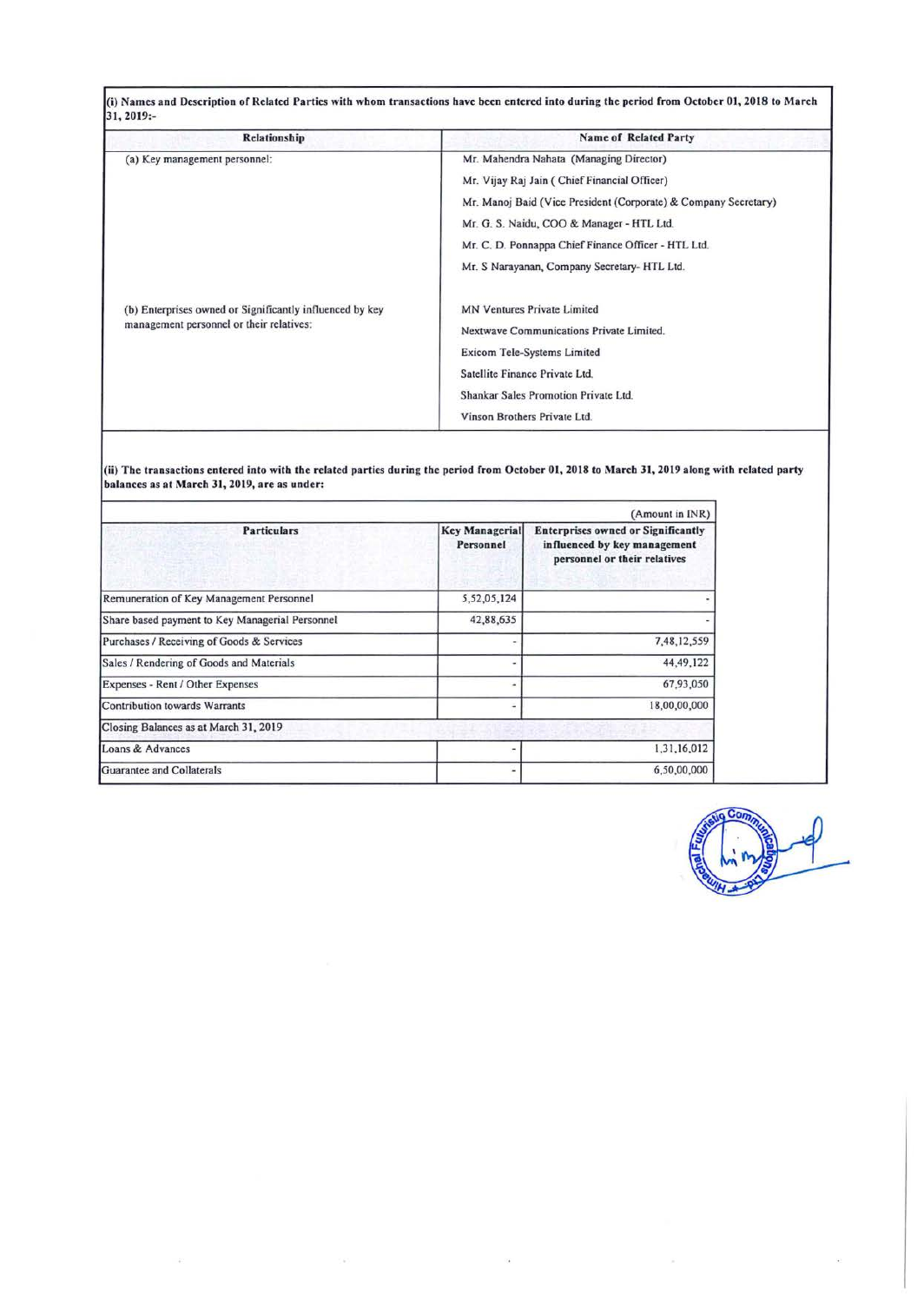**(i) Names and Description of Related Parties with whom transactions have been entered into during the period from October 01, 2018 to March 31, 2019:-**

| Relationship | Name of Related Party |
|---|---|
| (a) Key management personnel: | Mr. Mahendra Nahata (Managing Director) |
| | Mr. Vijay Raj Jain ( Chief Financial Officer) |
| | Mr. Manoj Baid (Vice President (Corporate) & Company Secretary) |
| | Mr. G. S. Naidu, COO & Manager - HTL Ltd. |
| | Mr. C. D. Ponnappa Chief Finance Officer - HTL Ltd. |
| | Mr. S Narayanan, Company Secretary- HTL Ltd. |
| (b) Enterprises owned or Significantly influenced by key management personnel or their relatives: | MN Ventures Private Limited |
| | Nextwave Communications Private Limited. |
| | Exicom Tele-Systems Limited |
| | Satellite Finance Private Ltd. |
| | Shankar Sales Promotion Private Ltd. |
| | Vinson Brothers Private Ltd. |

**(ii) The transactions entered into with the related parties during the period from October 01, 2018 to March 31, 2019 along with related party balances as at March 31, 2019, are as under:**

(Amount in INR)

| Particulars | Key Managerial Personnel | Enterprises owned or Significantly influenced by key management personnel or their relatives |
|---|---|---|
| Remuneration of Key Management Personnel | 5,52,05,124 | - |
| Share based payment to Key Managerial Personnel | 42,88,635 | - |
| Purchases / Receiving of Goods & Services | - | 7,48,12,559 |
| Sales / Rendering of Goods and Materials | - | 44,49,122 |
| Expenses - Rent / Other Expenses | - | 67,93,050 |
| Contribution towards Warrants | - | 18,00,00,000 |
| Closing Balances as at March 31, 2019 | | |
| Loans & Advances | - | 1,31,16,012 |
| Guarantee and Collaterals | - | 6,50,00,000 |